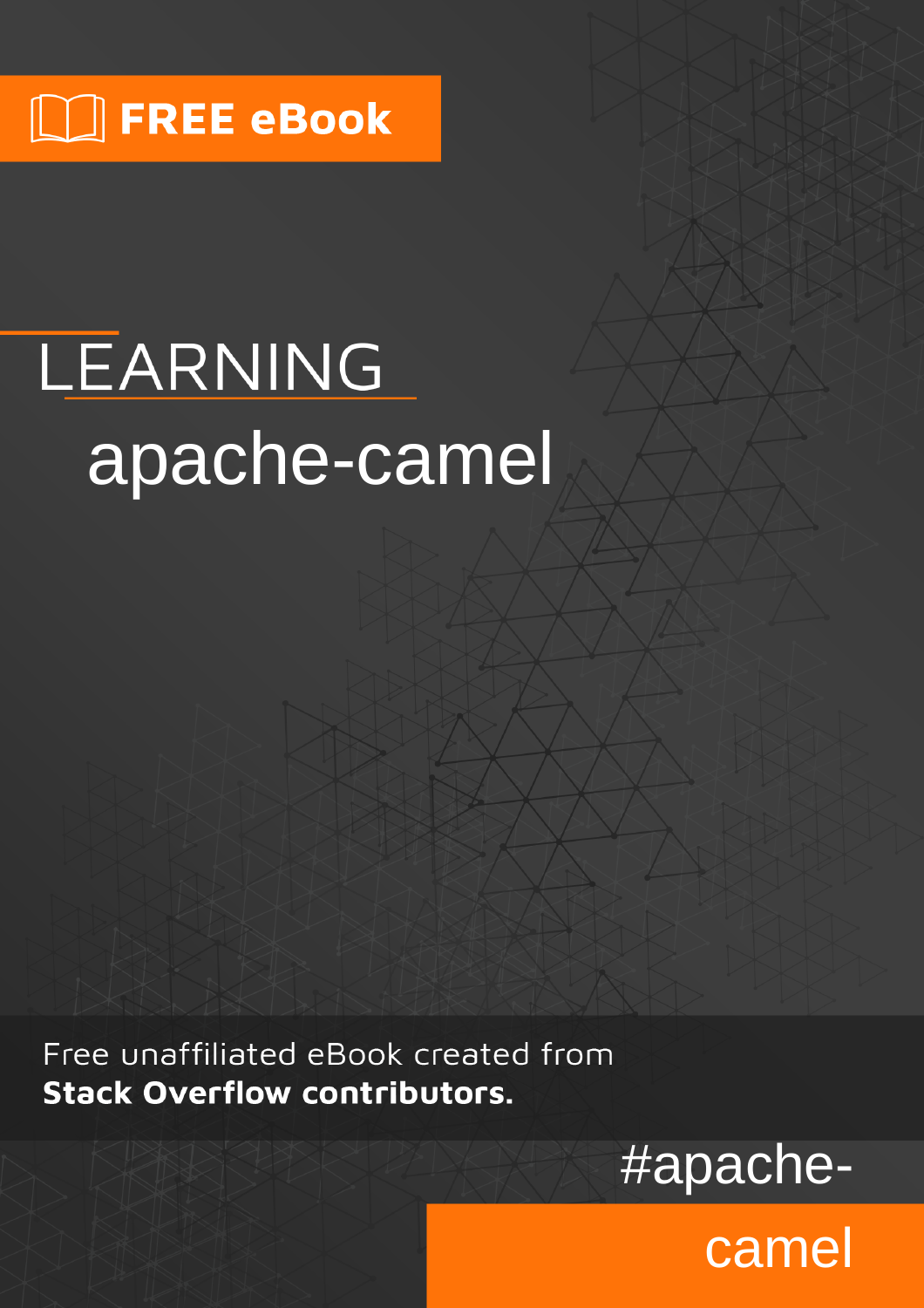FREE eBook

# LEARNING apache-camel

Free unaffiliated eBook created from **Stack Overflow contributors.**

#apache-camel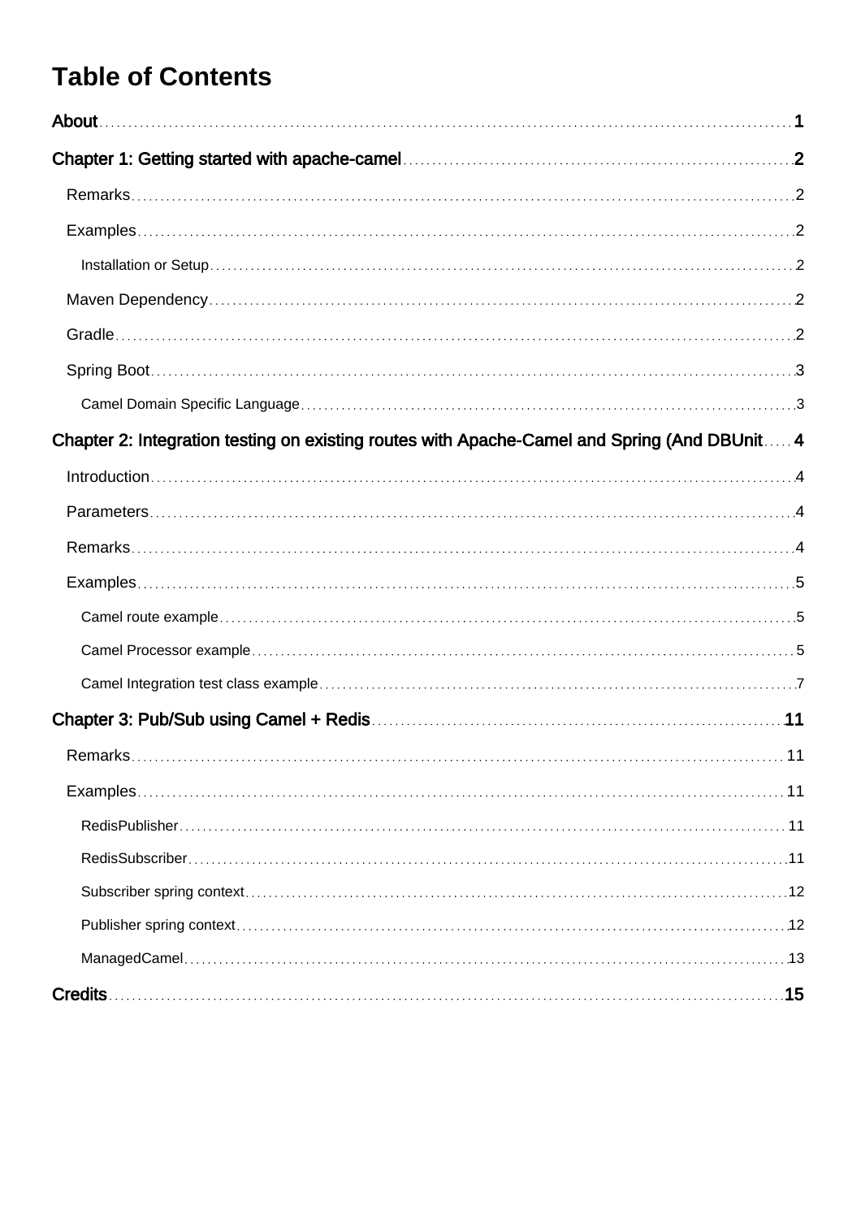# Table of Contents

**About** ... 1

**Chapter 1: Getting started with apache-camel** ... 2

- Remarks ... 2
- Examples ... 2
  - Installation or Setup ... 2
- Maven Dependency ... 2
- Gradle ... 2
- Spring Boot ... 3
  - Camel Domain Specific Language ... 3

**Chapter 2: Integration testing on existing routes with Apache-Camel and Spring (And DBUnit** ... 4

- Introduction ... 4
- Parameters ... 4
- Remarks ... 4
- Examples ... 5
  - Camel route example ... 5
  - Camel Processor example ... 5
  - Camel Integration test class example ... 7

**Chapter 3: Pub/Sub using Camel + Redis** ... 11

- Remarks ... 11
- Examples ... 11
  - RedisPublisher ... 11
  - RedisSubscriber ... 11
  - Subscriber spring context ... 12
  - Publisher spring context ... 12
  - ManagedCamel ... 13

**Credits** ... 15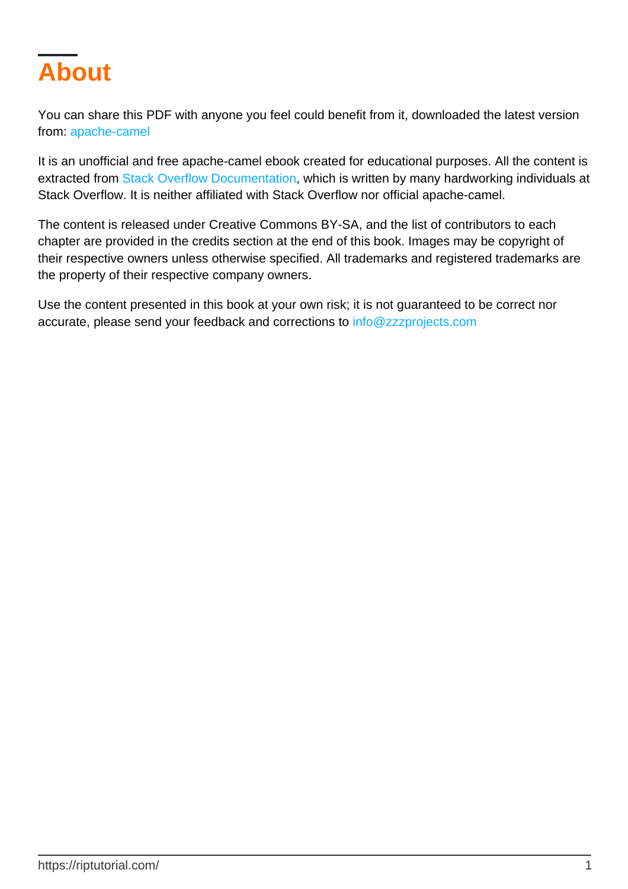# About

You can share this PDF with anyone you feel could benefit from it, downloaded the latest version from: apache-camel

It is an unofficial and free apache-camel ebook created for educational purposes. All the content is extracted from Stack Overflow Documentation, which is written by many hardworking individuals at Stack Overflow. It is neither affiliated with Stack Overflow nor official apache-camel.

The content is released under Creative Commons BY-SA, and the list of contributors to each chapter are provided in the credits section at the end of this book. Images may be copyright of their respective owners unless otherwise specified. All trademarks and registered trademarks are the property of their respective company owners.

Use the content presented in this book at your own risk; it is not guaranteed to be correct nor accurate, please send your feedback and corrections to info@zzzprojects.com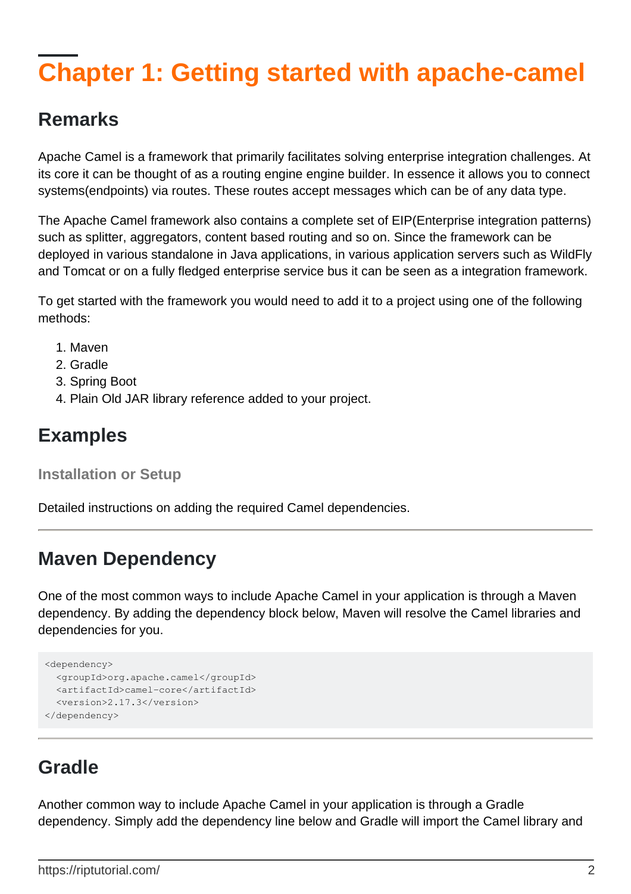# Chapter 1: Getting started with apache-camel

## Remarks

Apache Camel is a framework that primarily facilitates solving enterprise integration challenges. At its core it can be thought of as a routing engine engine builder. In essence it allows you to connect systems(endpoints) via routes. These routes accept messages which can be of any data type.

The Apache Camel framework also contains a complete set of EIP(Enterprise integration patterns) such as splitter, aggregators, content based routing and so on. Since the framework can be deployed in various standalone in Java applications, in various application servers such as WildFly and Tomcat or on a fully fledged enterprise service bus it can be seen as a integration framework.

To get started with the framework you would need to add it to a project using one of the following methods:

1. Maven
2. Gradle
3. Spring Boot
4. Plain Old JAR library reference added to your project.

## Examples

### Installation or Setup

Detailed instructions on adding the required Camel dependencies.

---

## Maven Dependency

One of the most common ways to include Apache Camel in your application is through a Maven dependency. By adding the dependency block below, Maven will resolve the Camel libraries and dependencies for you.

```
<dependency>
  <groupId>org.apache.camel</groupId>
  <artifactId>camel-core</artifactId>
  <version>2.17.3</version>
</dependency>
```

---

## Gradle

Another common way to include Apache Camel in your application is through a Gradle dependency. Simply add the dependency line below and Gradle will import the Camel library and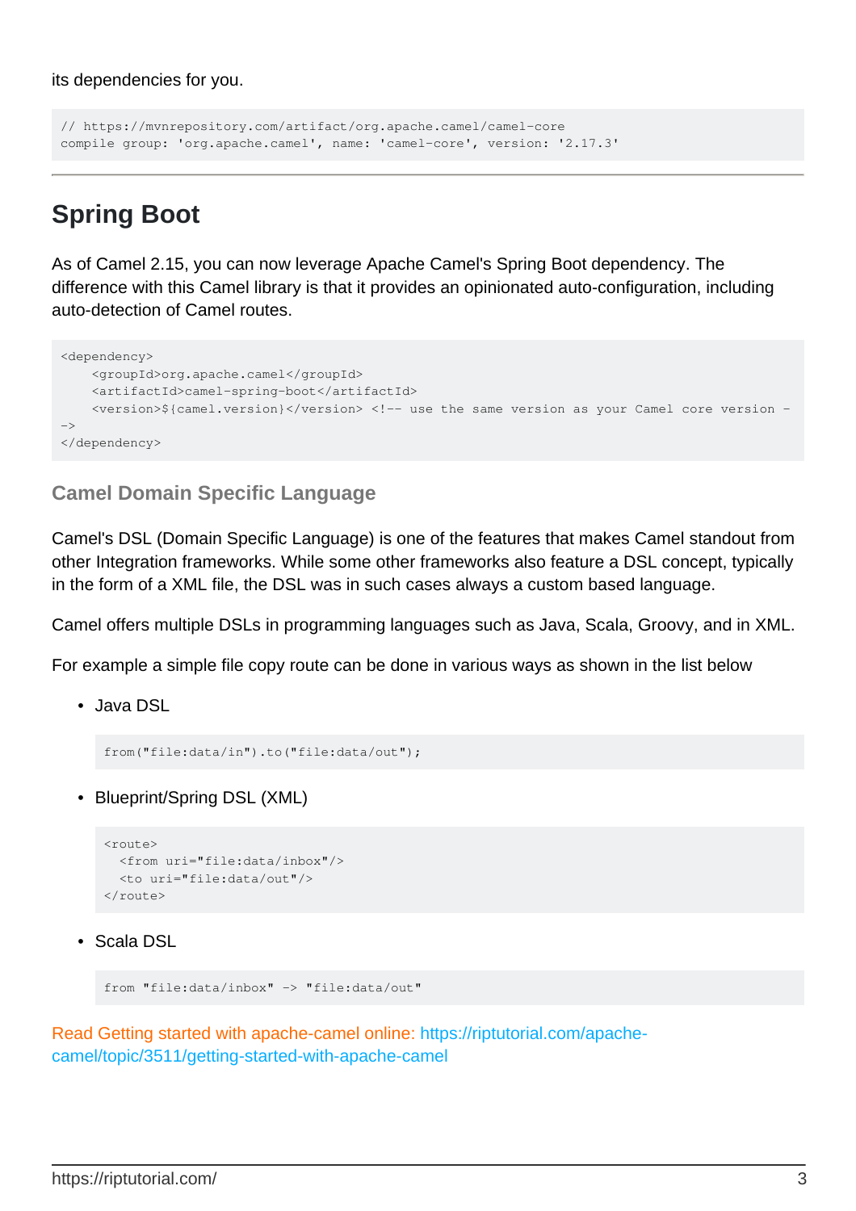its dependencies for you.

```
// https://mvnrepository.com/artifact/org.apache.camel/camel-core
compile group: 'org.apache.camel', name: 'camel-core', version: '2.17.3'
```

---

# Spring Boot

As of Camel 2.15, you can now leverage Apache Camel's Spring Boot dependency. The difference with this Camel library is that it provides an opinionated auto-configuration, including auto-detection of Camel routes.

```
<dependency>
    <groupId>org.apache.camel</groupId>
    <artifactId>camel-spring-boot</artifactId>
    <version>${camel.version}</version> <!-- use the same version as your Camel core version -
->
</dependency>
```

### Camel Domain Specific Language

Camel's DSL (Domain Specific Language) is one of the features that makes Camel standout from other Integration frameworks. While some other frameworks also feature a DSL concept, typically in the form of a XML file, the DSL was in such cases always a custom based language.

Camel offers multiple DSLs in programming languages such as Java, Scala, Groovy, and in XML.

For example a simple file copy route can be done in various ways as shown in the list below

- Java DSL

  ```
  from("file:data/in").to("file:data/out");
  ```

- Blueprint/Spring DSL (XML)

  ```
  <route>
    <from uri="file:data/inbox"/>
    <to uri="file:data/out"/>
  </route>
  ```

- Scala DSL

  ```
  from "file:data/inbox" -> "file:data/out"
  ```

Read Getting started with apache-camel online: https://riptutorial.com/apache-camel/topic/3511/getting-started-with-apache-camel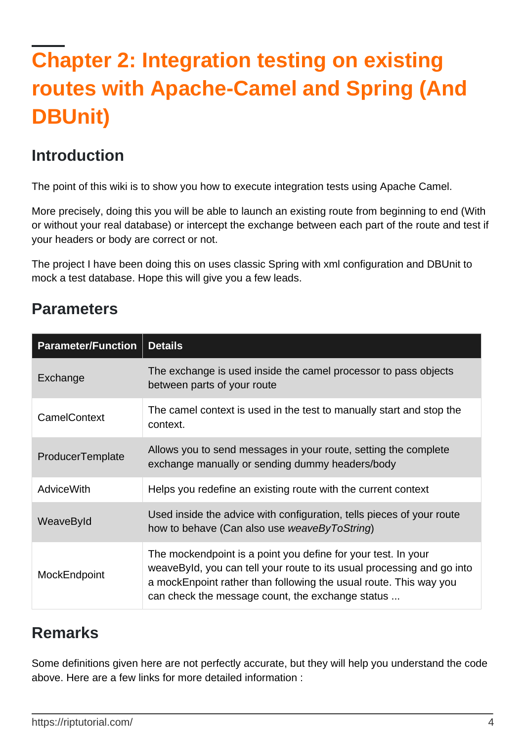# Chapter 2: Integration testing on existing routes with Apache-Camel and Spring (And DBUnit)

## Introduction

The point of this wiki is to show you how to execute integration tests using Apache Camel.

More precisely, doing this you will be able to launch an existing route from beginning to end (With or without your real database) or intercept the exchange between each part of the route and test if your headers or body are correct or not.

The project I have been doing this on uses classic Spring with xml configuration and DBUnit to mock a test database. Hope this will give you a few leads.

## Parameters

| Parameter/Function | Details |
| --- | --- |
| Exchange | The exchange is used inside the camel processor to pass objects between parts of your route |
| CamelContext | The camel context is used in the test to manually start and stop the context. |
| ProducerTemplate | Allows you to send messages in your route, setting the complete exchange manually or sending dummy headers/body |
| AdviceWith | Helps you redefine an existing route with the current context |
| WeaveById | Used inside the advice with configuration, tells pieces of your route how to behave (Can also use *weaveByToString*) |
| MockEndpoint | The mockendpoint is a point you define for your test. In your weaveById, you can tell your route to its usual processing and go into a mockEnpoint rather than following the usual route. This way you can check the message count, the exchange status ... |

## Remarks

Some definitions given here are not perfectly accurate, but they will help you understand the code above. Here are a few links for more detailed information :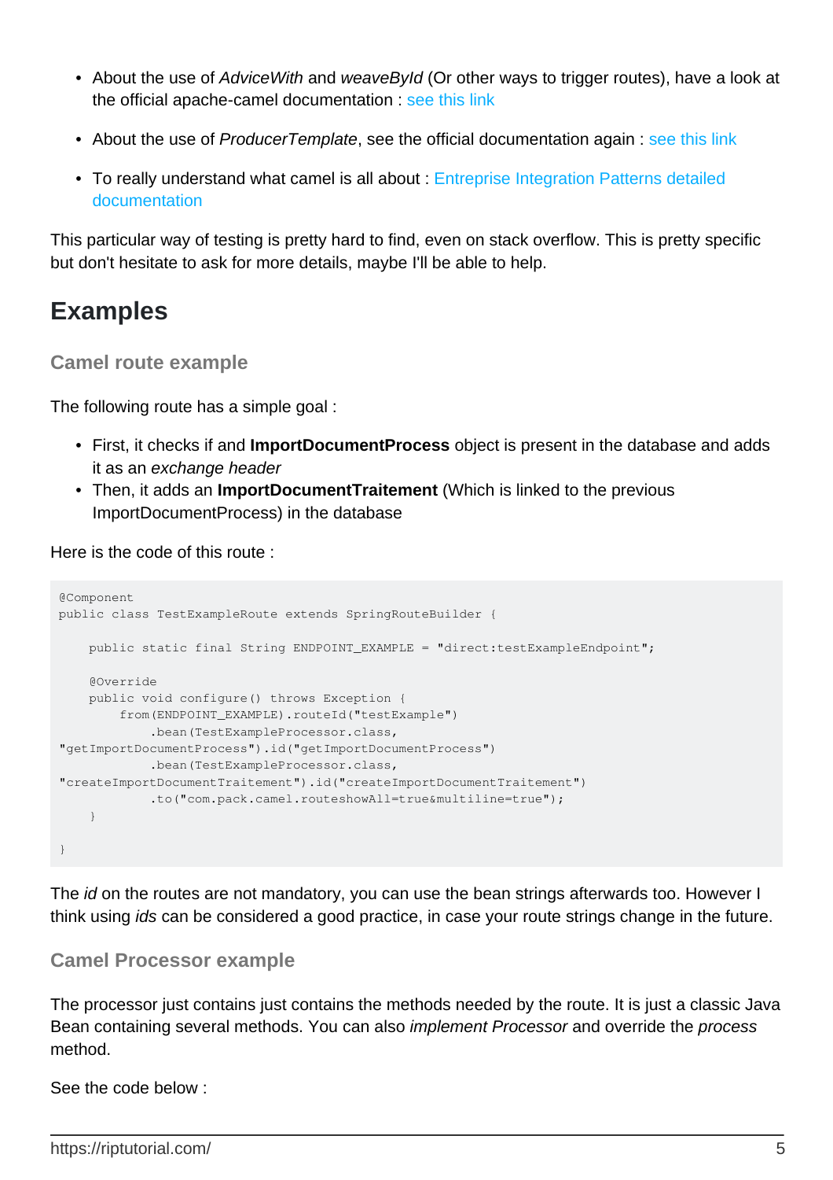- About the use of *AdviceWith* and *weaveById* (Or other ways to trigger routes), have a look at the official apache-camel documentation : see this link
- About the use of *ProducerTemplate*, see the official documentation again : see this link
- To really understand what camel is all about : Entreprise Integration Patterns detailed documentation

This particular way of testing is pretty hard to find, even on stack overflow. This is pretty specific but don't hesitate to ask for more details, maybe I'll be able to help.

# Examples

## Camel route example

The following route has a simple goal :

- First, it checks if and **ImportDocumentProcess** object is present in the database and adds it as an *exchange header*
- Then, it adds an **ImportDocumentTraitement** (Which is linked to the previous ImportDocumentProcess) in the database

Here is the code of this route :

```
@Component
public class TestExampleRoute extends SpringRouteBuilder {

    public static final String ENDPOINT_EXAMPLE = "direct:testExampleEndpoint";

    @Override
    public void configure() throws Exception {
        from(ENDPOINT_EXAMPLE).routeId("testExample")
            .bean(TestExampleProcessor.class,
"getImportDocumentProcess").id("getImportDocumentProcess")
            .bean(TestExampleProcessor.class,
"createImportDocumentTraitement").id("createImportDocumentTraitement")
            .to("com.pack.camel.routeshowAll=true&multiline=true");
    }

}
```

The *id* on the routes are not mandatory, you can use the bean strings afterwards too. However I think using *ids* can be considered a good practice, in case your route strings change in the future.

## Camel Processor example

The processor just contains just contains the methods needed by the route. It is just a classic Java Bean containing several methods. You can also *implement Processor* and override the *process* method.

See the code below :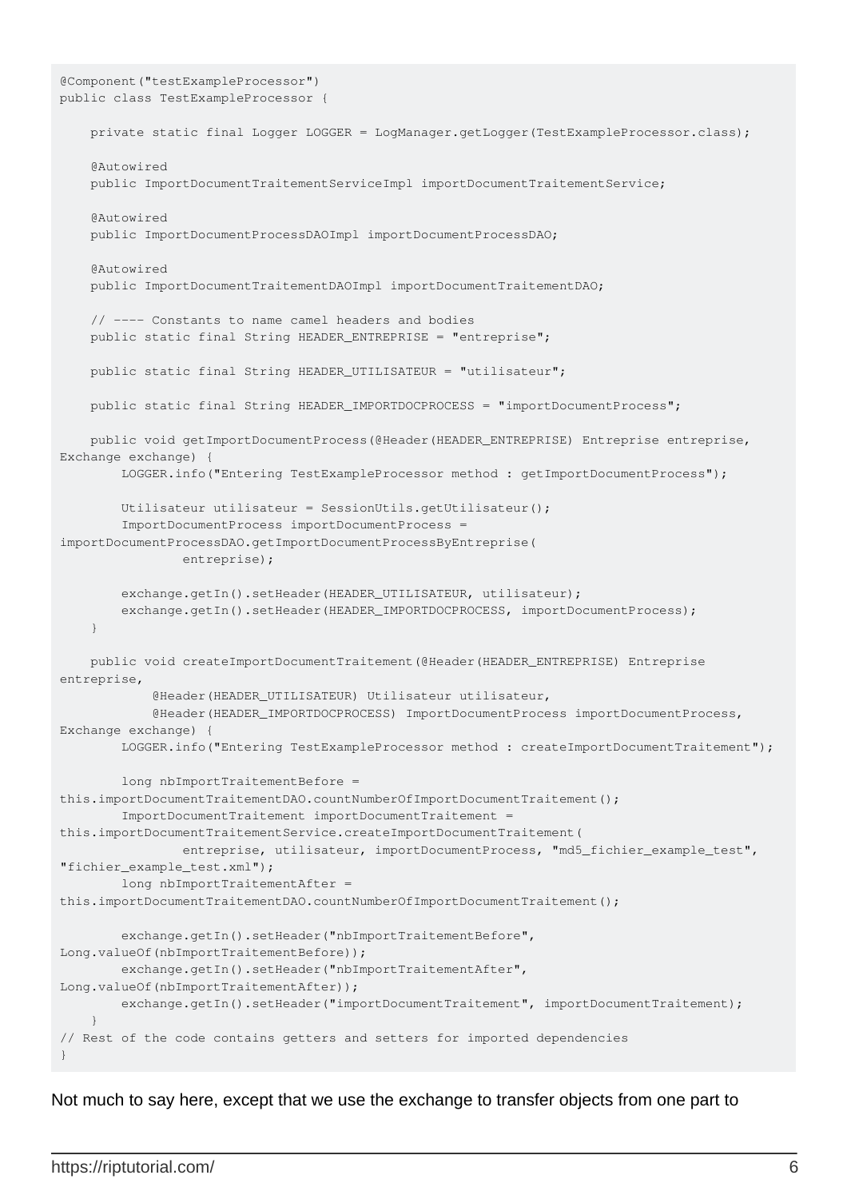```
@Component("testExampleProcessor")
public class TestExampleProcessor {

    private static final Logger LOGGER = LogManager.getLogger(TestExampleProcessor.class);

    @Autowired
    public ImportDocumentTraitementServiceImpl importDocumentTraitementService;

    @Autowired
    public ImportDocumentProcessDAOImpl importDocumentProcessDAO;

    @Autowired
    public ImportDocumentTraitementDAOImpl importDocumentTraitementDAO;

    // ---- Constants to name camel headers and bodies
    public static final String HEADER_ENTREPRISE = "entreprise";

    public static final String HEADER_UTILISATEUR = "utilisateur";

    public static final String HEADER_IMPORTDOCPROCESS = "importDocumentProcess";

    public void getImportDocumentProcess(@Header(HEADER_ENTREPRISE) Entreprise entreprise,
Exchange exchange) {
        LOGGER.info("Entering TestExampleProcessor method : getImportDocumentProcess");

        Utilisateur utilisateur = SessionUtils.getUtilisateur();
        ImportDocumentProcess importDocumentProcess =
importDocumentProcessDAO.getImportDocumentProcessByEntreprise(
                entreprise);

        exchange.getIn().setHeader(HEADER_UTILISATEUR, utilisateur);
        exchange.getIn().setHeader(HEADER_IMPORTDOCPROCESS, importDocumentProcess);
    }

    public void createImportDocumentTraitement(@Header(HEADER_ENTREPRISE) Entreprise
entreprise,
            @Header(HEADER_UTILISATEUR) Utilisateur utilisateur,
            @Header(HEADER_IMPORTDOCPROCESS) ImportDocumentProcess importDocumentProcess,
Exchange exchange) {
        LOGGER.info("Entering TestExampleProcessor method : createImportDocumentTraitement");

        long nbImportTraitementBefore =
this.importDocumentTraitementDAO.countNumberOfImportDocumentTraitement();
        ImportDocumentTraitement importDocumentTraitement =
this.importDocumentTraitementService.createImportDocumentTraitement(
                entreprise, utilisateur, importDocumentProcess, "md5_fichier_example_test",
"fichier_example_test.xml");
        long nbImportTraitementAfter =
this.importDocumentTraitementDAO.countNumberOfImportDocumentTraitement();

        exchange.getIn().setHeader("nbImportTraitementBefore",
Long.valueOf(nbImportTraitementBefore));
        exchange.getIn().setHeader("nbImportTraitementAfter",
Long.valueOf(nbImportTraitementAfter));
        exchange.getIn().setHeader("importDocumentTraitement", importDocumentTraitement);
    }
// Rest of the code contains getters and setters for imported dependencies
}
```

Not much to say here, except that we use the exchange to transfer objects from one part to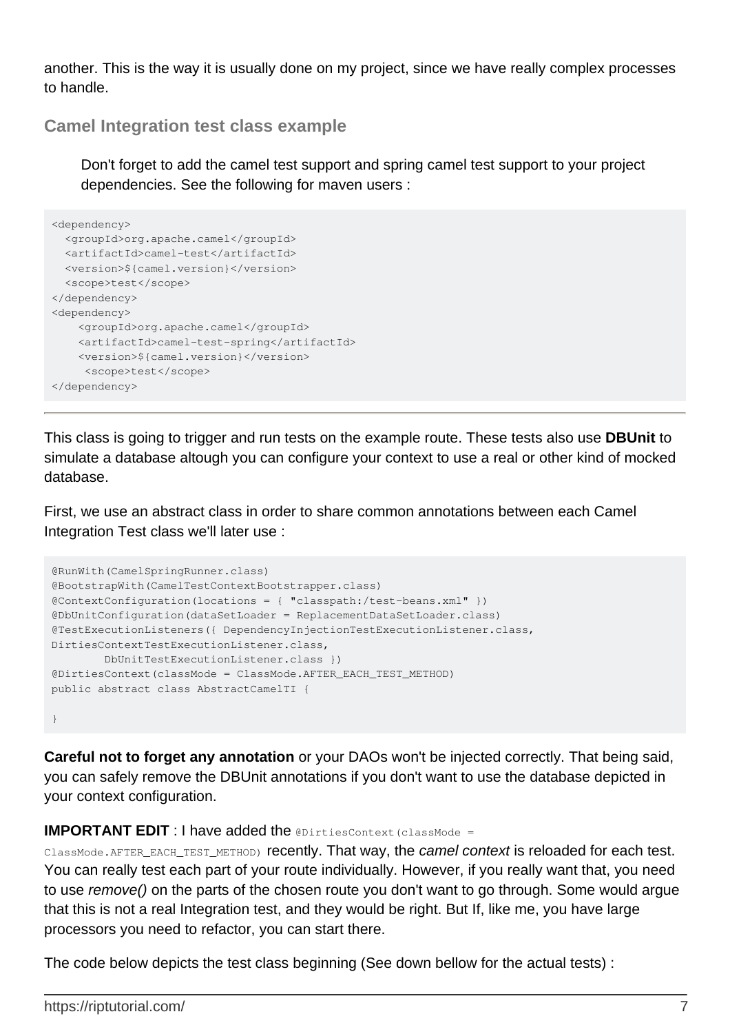another. This is the way it is usually done on my project, since we have really complex processes to handle.

### Camel Integration test class example

> Don't forget to add the camel test support and spring camel test support to your project dependencies. See the following for maven users :

```
<dependency>
  <groupId>org.apache.camel</groupId>
  <artifactId>camel-test</artifactId>
  <version>${camel.version}</version>
  <scope>test</scope>
</dependency>
<dependency>
    <groupId>org.apache.camel</groupId>
    <artifactId>camel-test-spring</artifactId>
    <version>${camel.version}</version>
     <scope>test</scope>
</dependency>
```

---

This class is going to trigger and run tests on the example route. These tests also use **DBUnit** to simulate a database altough you can configure your context to use a real or other kind of mocked database.

First, we use an abstract class in order to share common annotations between each Camel Integration Test class we'll later use :

```
@RunWith(CamelSpringRunner.class)
@BootstrapWith(CamelTestContextBootstrapper.class)
@ContextConfiguration(locations = { "classpath:/test-beans.xml" })
@DbUnitConfiguration(dataSetLoader = ReplacementDataSetLoader.class)
@TestExecutionListeners({ DependencyInjectionTestExecutionListener.class,
DirtiesContextTestExecutionListener.class,
        DbUnitTestExecutionListener.class })
@DirtiesContext(classMode = ClassMode.AFTER_EACH_TEST_METHOD)
public abstract class AbstractCamelTI {

}
```

**Careful not to forget any annotation** or your DAOs won't be injected correctly. That being said, you can safely remove the DBUnit annotations if you don't want to use the database depicted in your context configuration.

**IMPORTANT EDIT** : I have added the `@DirtiesContext(classMode = ClassMode.AFTER_EACH_TEST_METHOD)` recently. That way, the *camel context* is reloaded for each test. You can really test each part of your route individually. However, if you really want that, you need to use *remove()* on the parts of the chosen route you don't want to go through. Some would argue that this is not a real Integration test, and they would be right. But If, like me, you have large processors you need to refactor, you can start there.

The code below depicts the test class beginning (See down bellow for the actual tests) :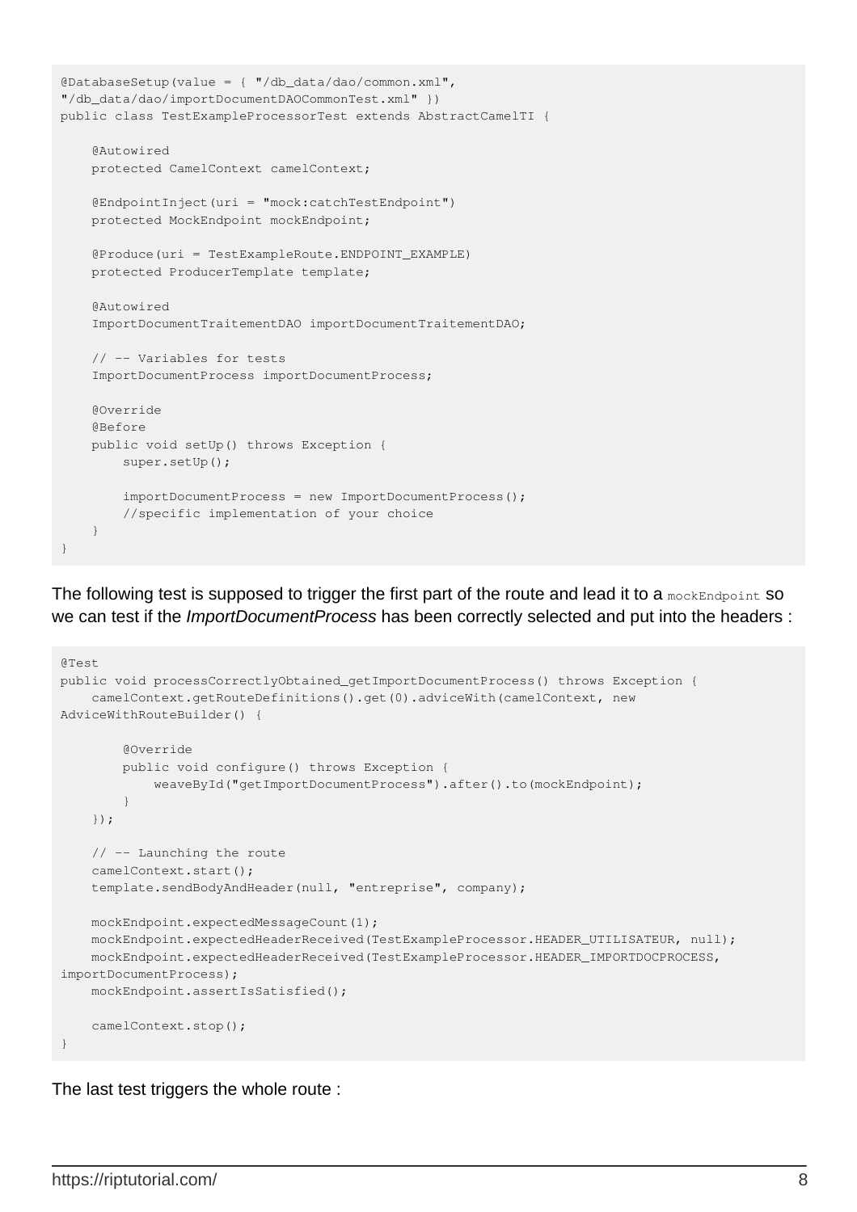```
@DatabaseSetup(value = { "/db_data/dao/common.xml",
"/db_data/dao/importDocumentDAOCommonTest.xml" })
public class TestExampleProcessorTest extends AbstractCamelTI {

    @Autowired
    protected CamelContext camelContext;

    @EndpointInject(uri = "mock:catchTestEndpoint")
    protected MockEndpoint mockEndpoint;

    @Produce(uri = TestExampleRoute.ENDPOINT_EXAMPLE)
    protected ProducerTemplate template;

    @Autowired
    ImportDocumentTraitementDAO importDocumentTraitementDAO;

    // -- Variables for tests
    ImportDocumentProcess importDocumentProcess;

    @Override
    @Before
    public void setUp() throws Exception {
        super.setUp();

        importDocumentProcess = new ImportDocumentProcess();
        //specific implementation of your choice
    }
}
```

The following test is supposed to trigger the first part of the route and lead it to a `mockEndpoint` so we can test if the *ImportDocumentProcess* has been correctly selected and put into the headers :

```
@Test
public void processCorrectlyObtained_getImportDocumentProcess() throws Exception {
    camelContext.getRouteDefinitions().get(0).adviceWith(camelContext, new
AdviceWithRouteBuilder() {

        @Override
        public void configure() throws Exception {
            weaveById("getImportDocumentProcess").after().to(mockEndpoint);
        }
    });

    // -- Launching the route
    camelContext.start();
    template.sendBodyAndHeader(null, "entreprise", company);

    mockEndpoint.expectedMessageCount(1);
    mockEndpoint.expectedHeaderReceived(TestExampleProcessor.HEADER_UTILISATEUR, null);
    mockEndpoint.expectedHeaderReceived(TestExampleProcessor.HEADER_IMPORTDOCPROCESS,
importDocumentProcess);
    mockEndpoint.assertIsSatisfied();

    camelContext.stop();
}
```

The last test triggers the whole route :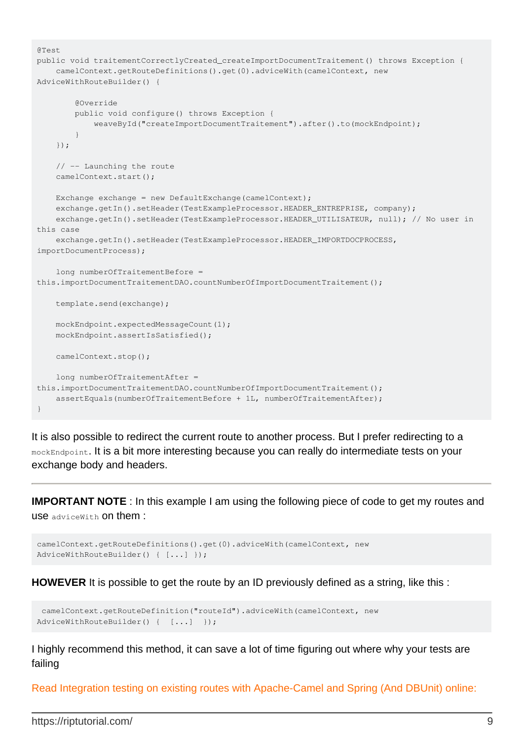```
@Test
public void traitementCorrectlyCreated_createImportDocumentTraitement() throws Exception {
    camelContext.getRouteDefinitions().get(0).adviceWith(camelContext, new
AdviceWithRouteBuilder() {

        @Override
        public void configure() throws Exception {
            weaveById("createImportDocumentTraitement").after().to(mockEndpoint);
        }
    });

    // -- Launching the route
    camelContext.start();

    Exchange exchange = new DefaultExchange(camelContext);
    exchange.getIn().setHeader(TestExampleProcessor.HEADER_ENTREPRISE, company);
    exchange.getIn().setHeader(TestExampleProcessor.HEADER_UTILISATEUR, null); // No user in
this case
    exchange.getIn().setHeader(TestExampleProcessor.HEADER_IMPORTDOCPROCESS,
importDocumentProcess);

    long numberOfTraitementBefore =
this.importDocumentTraitementDAO.countNumberOfImportDocumentTraitement();

    template.send(exchange);

    mockEndpoint.expectedMessageCount(1);
    mockEndpoint.assertIsSatisfied();

    camelContext.stop();

    long numberOfTraitementAfter =
this.importDocumentTraitementDAO.countNumberOfImportDocumentTraitement();
    assertEquals(numberOfTraitementBefore + 1L, numberOfTraitementAfter);
}
```

It is also possible to redirect the current route to another process. But I prefer redirecting to a `mockEndpoint`. It is a bit more interesting because you can really do intermediate tests on your exchange body and headers.

---

**IMPORTANT NOTE** : In this example I am using the following piece of code to get my routes and use `adviceWith` on them :

```
camelContext.getRouteDefinitions().get(0).adviceWith(camelContext, new
AdviceWithRouteBuilder() { [...] });
```

**HOWEVER** It is possible to get the route by an ID previously defined as a string, like this :

```
 camelContext.getRouteDefinition("routeId").adviceWith(camelContext, new
AdviceWithRouteBuilder() {  [...]  });
```

I highly recommend this method, it can save a lot of time figuring out where why your tests are failing

Read Integration testing on existing routes with Apache-Camel and Spring (And DBUnit) online: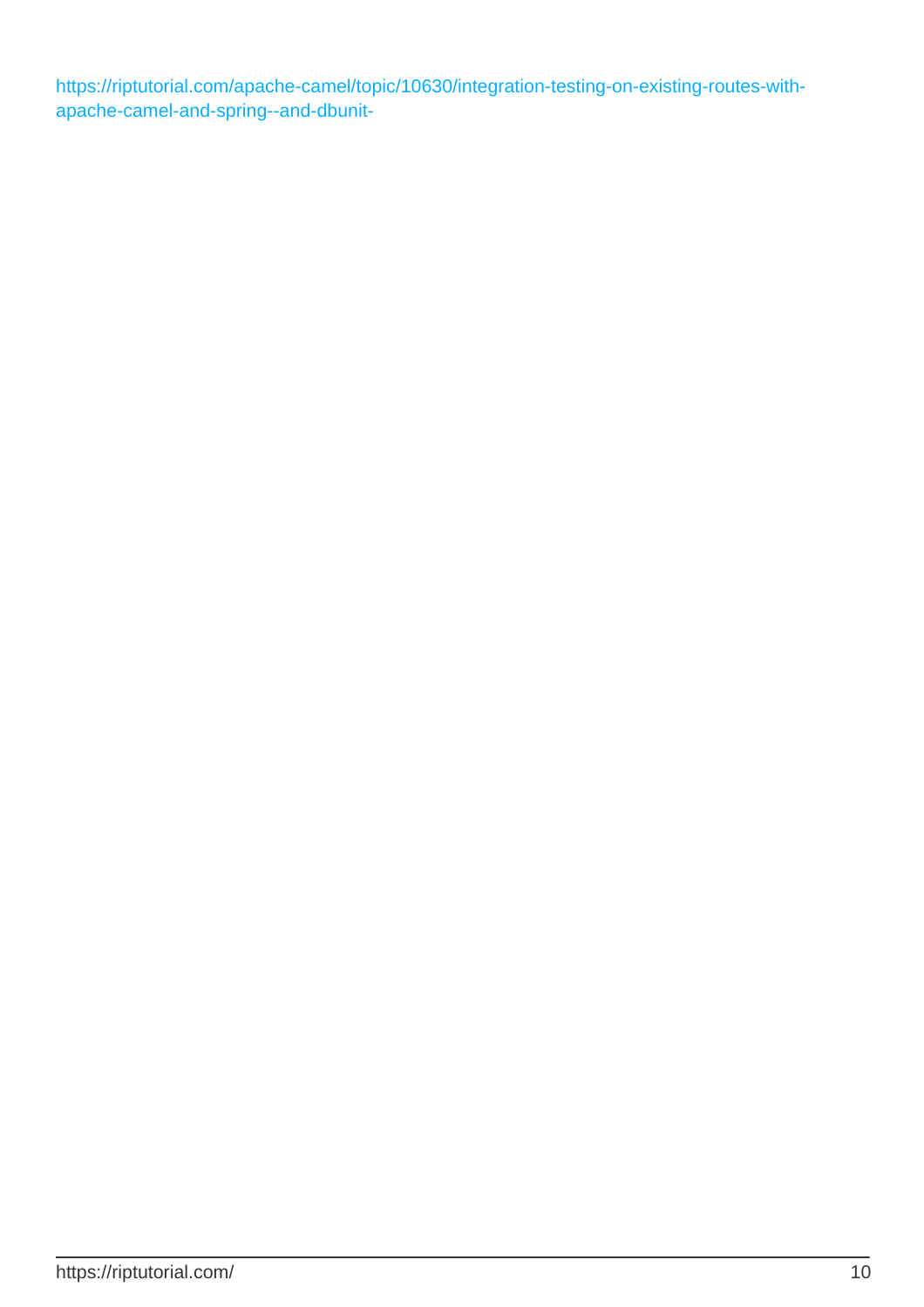https://riptutorial.com/apache-camel/topic/10630/integration-testing-on-existing-routes-with-apache-camel-and-spring--and-dbunit-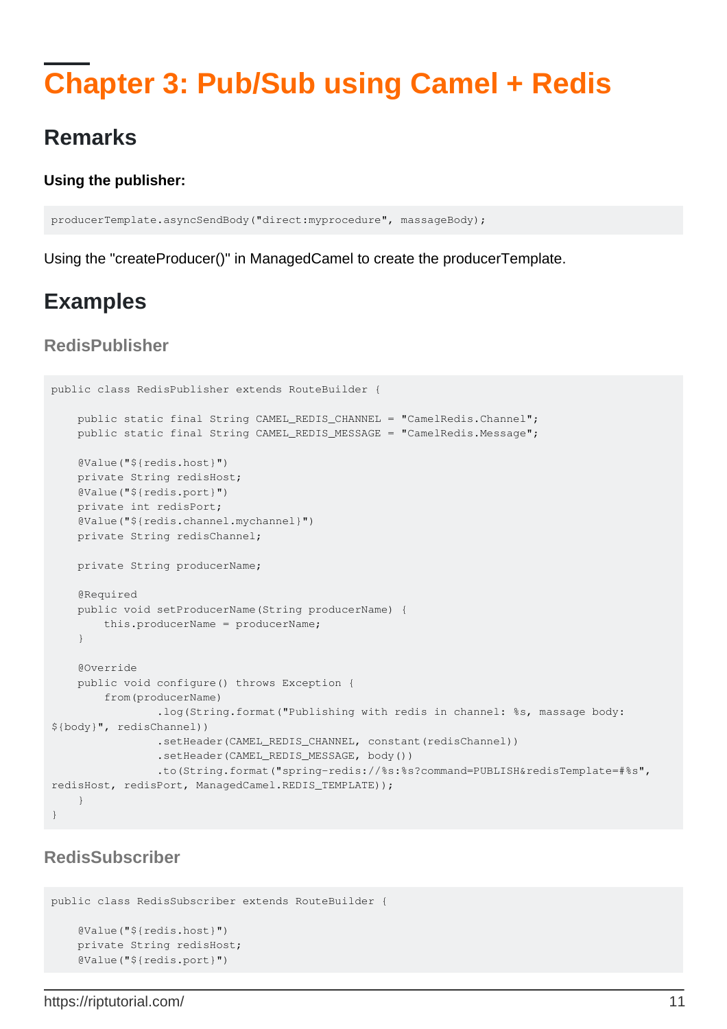# Chapter 3: Pub/Sub using Camel + Redis

## Remarks

**Using the publisher:**

```
producerTemplate.asyncSendBody("direct:myprocedure", massageBody);
```

Using the "createProducer()" in ManagedCamel to create the producerTemplate.

## Examples

### RedisPublisher

```
public class RedisPublisher extends RouteBuilder {

    public static final String CAMEL_REDIS_CHANNEL = "CamelRedis.Channel";
    public static final String CAMEL_REDIS_MESSAGE = "CamelRedis.Message";

    @Value("${redis.host}")
    private String redisHost;
    @Value("${redis.port}")
    private int redisPort;
    @Value("${redis.channel.mychannel}")
    private String redisChannel;

    private String producerName;

    @Required
    public void setProducerName(String producerName) {
        this.producerName = producerName;
    }

    @Override
    public void configure() throws Exception {
        from(producerName)
                .log(String.format("Publishing with redis in channel: %s, massage body: 
${body}", redisChannel))
                .setHeader(CAMEL_REDIS_CHANNEL, constant(redisChannel))
                .setHeader(CAMEL_REDIS_MESSAGE, body())
                .to(String.format("spring-redis://%s:%s?command=PUBLISH&redisTemplate=#%s", 
redisHost, redisPort, ManagedCamel.REDIS_TEMPLATE));
    }
}
```

### RedisSubscriber

```
public class RedisSubscriber extends RouteBuilder {

    @Value("${redis.host}")
    private String redisHost;
    @Value("${redis.port}")
```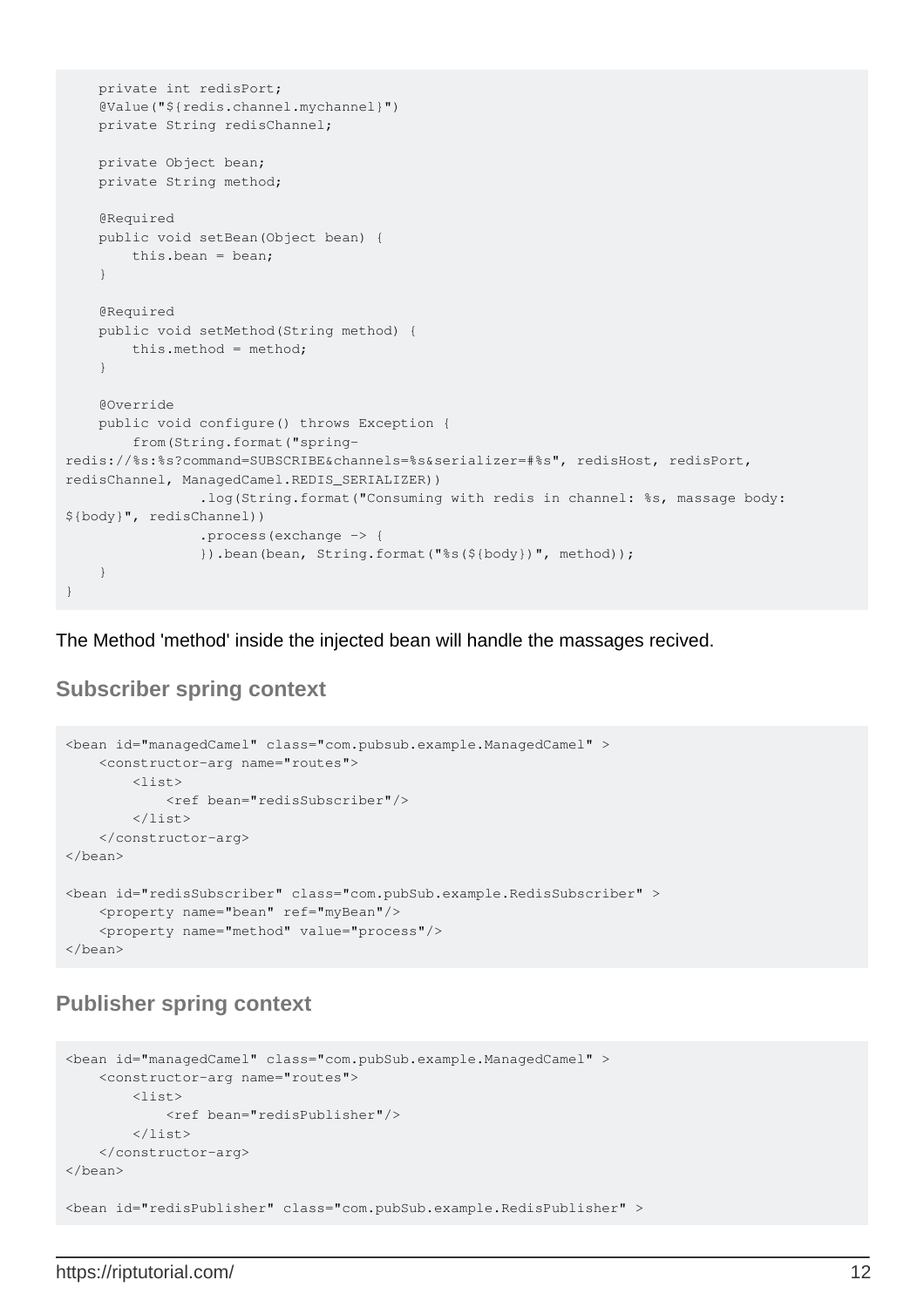```
    private int redisPort;
    @Value("${redis.channel.mychannel}")
    private String redisChannel;

    private Object bean;
    private String method;

    @Required
    public void setBean(Object bean) {
        this.bean = bean;
    }

    @Required
    public void setMethod(String method) {
        this.method = method;
    }

    @Override
    public void configure() throws Exception {
        from(String.format("spring-
redis://%s:%s?command=SUBSCRIBE&channels=%s&serializer=#%s", redisHost, redisPort,
redisChannel, ManagedCamel.REDIS_SERIALIZER))
                .log(String.format("Consuming with redis in channel: %s, massage body:
${body}", redisChannel))
                .process(exchange -> {
                }).bean(bean, String.format("%s(${body})", method));
    }
}
```

The Method 'method' inside the injected bean will handle the massages recived.

### Subscriber spring context

```
<bean id="managedCamel" class="com.pubsub.example.ManagedCamel" >
    <constructor-arg name="routes">
        <list>
            <ref bean="redisSubscriber"/>
        </list>
    </constructor-arg>
</bean>

<bean id="redisSubscriber" class="com.pubSub.example.RedisSubscriber" >
    <property name="bean" ref="myBean"/>
    <property name="method" value="process"/>
</bean>
```

### Publisher spring context

```
<bean id="managedCamel" class="com.pubSub.example.ManagedCamel" >
    <constructor-arg name="routes">
        <list>
            <ref bean="redisPublisher"/>
        </list>
    </constructor-arg>
</bean>

<bean id="redisPublisher" class="com.pubSub.example.RedisPublisher" >
```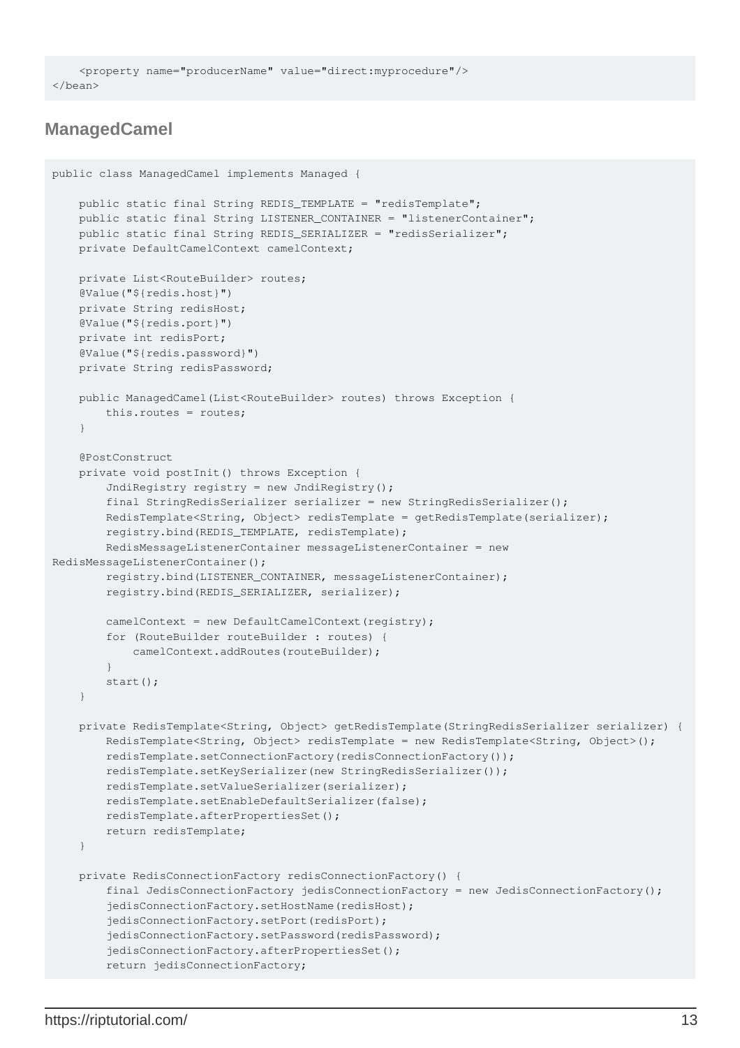```
    <property name="producerName" value="direct:myprocedure"/>
</bean>
```

## ManagedCamel

```
public class ManagedCamel implements Managed {

    public static final String REDIS_TEMPLATE = "redisTemplate";
    public static final String LISTENER_CONTAINER = "listenerContainer";
    public static final String REDIS_SERIALIZER = "redisSerializer";
    private DefaultCamelContext camelContext;

    private List<RouteBuilder> routes;
    @Value("${redis.host}")
    private String redisHost;
    @Value("${redis.port}")
    private int redisPort;
    @Value("${redis.password}")
    private String redisPassword;

    public ManagedCamel(List<RouteBuilder> routes) throws Exception {
        this.routes = routes;
    }

    @PostConstruct
    private void postInit() throws Exception {
        JndiRegistry registry = new JndiRegistry();
        final StringRedisSerializer serializer = new StringRedisSerializer();
        RedisTemplate<String, Object> redisTemplate = getRedisTemplate(serializer);
        registry.bind(REDIS_TEMPLATE, redisTemplate);
        RedisMessageListenerContainer messageListenerContainer = new
RedisMessageListenerContainer();
        registry.bind(LISTENER_CONTAINER, messageListenerContainer);
        registry.bind(REDIS_SERIALIZER, serializer);

        camelContext = new DefaultCamelContext(registry);
        for (RouteBuilder routeBuilder : routes) {
            camelContext.addRoutes(routeBuilder);
        }
        start();
    }

    private RedisTemplate<String, Object> getRedisTemplate(StringRedisSerializer serializer) {
        RedisTemplate<String, Object> redisTemplate = new RedisTemplate<String, Object>();
        redisTemplate.setConnectionFactory(redisConnectionFactory());
        redisTemplate.setKeySerializer(new StringRedisSerializer());
        redisTemplate.setValueSerializer(serializer);
        redisTemplate.setEnableDefaultSerializer(false);
        redisTemplate.afterPropertiesSet();
        return redisTemplate;
    }

    private RedisConnectionFactory redisConnectionFactory() {
        final JedisConnectionFactory jedisConnectionFactory = new JedisConnectionFactory();
        jedisConnectionFactory.setHostName(redisHost);
        jedisConnectionFactory.setPort(redisPort);
        jedisConnectionFactory.setPassword(redisPassword);
        jedisConnectionFactory.afterPropertiesSet();
        return jedisConnectionFactory;
```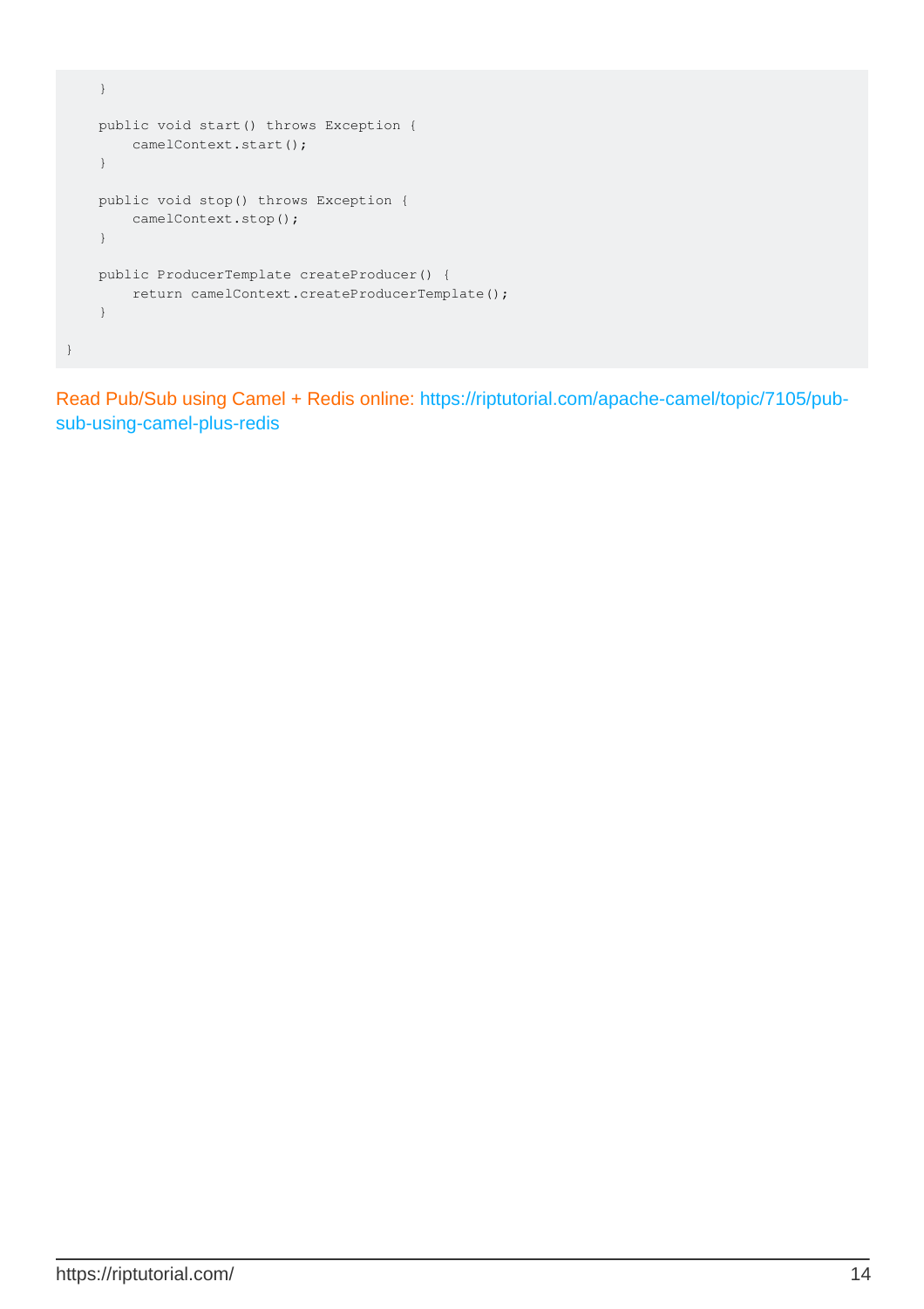```
    }

    public void start() throws Exception {
        camelContext.start();
    }

    public void stop() throws Exception {
        camelContext.stop();
    }

    public ProducerTemplate createProducer() {
        return camelContext.createProducerTemplate();
    }

}
```

Read Pub/Sub using Camel + Redis online: https://riptutorial.com/apache-camel/topic/7105/pub-sub-using-camel-plus-redis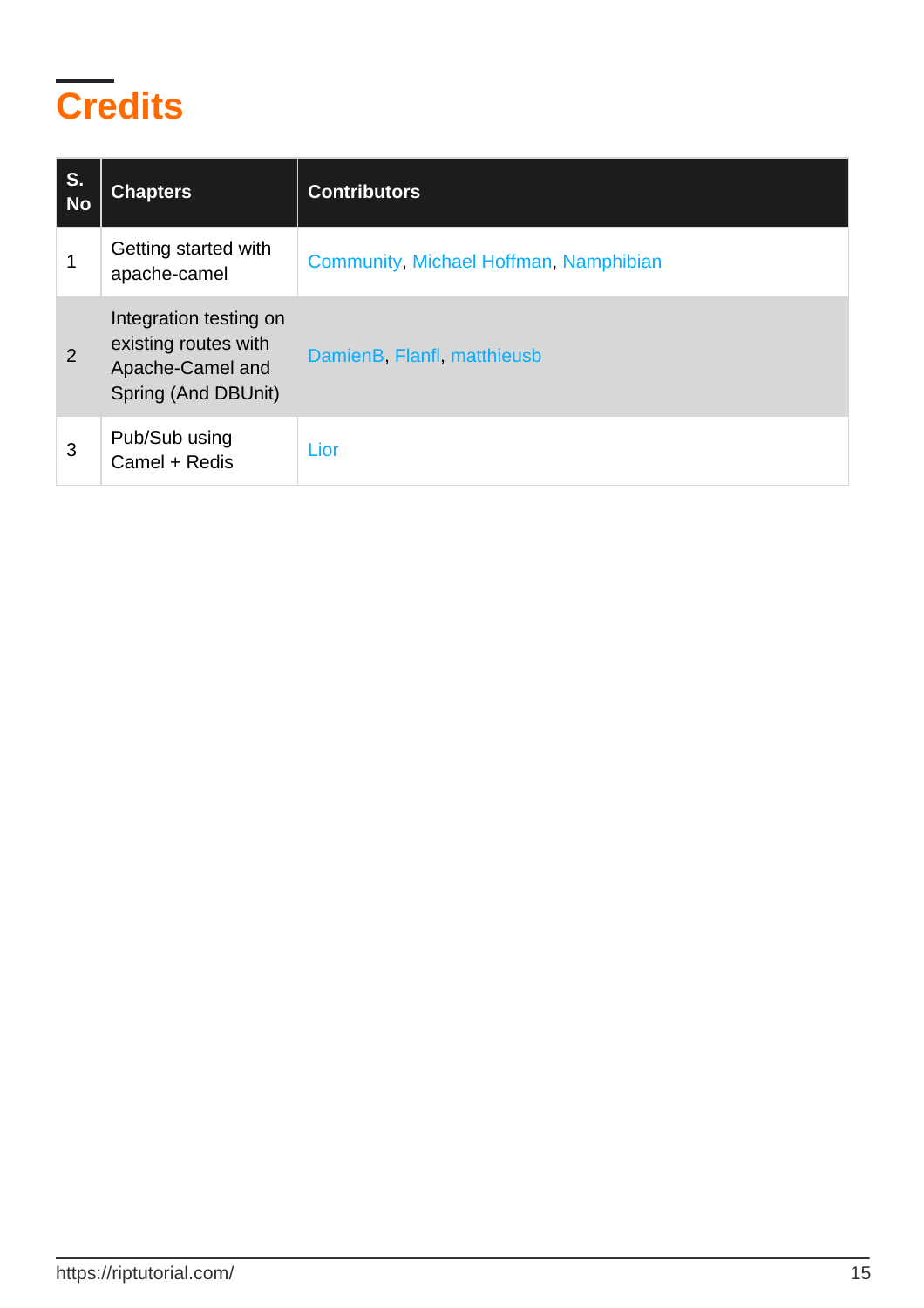# Credits

| S. No | Chapters | Contributors |
| --- | --- | --- |
| 1 | Getting started with apache-camel | Community, Michael Hoffman, Namphibian |
| 2 | Integration testing on existing routes with Apache-Camel and Spring (And DBUnit) | DamienB, Flanfl, matthieusb |
| 3 | Pub/Sub using Camel + Redis | Lior |